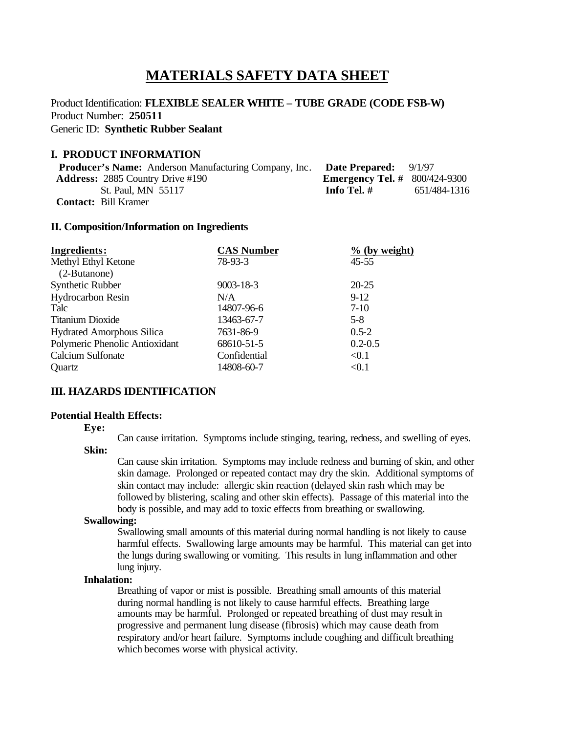# MATERIALS SAFETY DATA SHEET

Product Identification: **FLEXIBLE SEALER WHITE – TUBE GRADE (CODE FSB-W)**
Product Number: **250511**
Generic ID: **Synthetic Rubber Sealant**

## I. PRODUCT INFORMATION

**Producer's Name:** Anderson Manufacturing Company, Inc.
**Address:** 2885 Country Drive #190
St. Paul, MN 55117
**Contact:** Bill Kramer

**Date Prepared:** 9/1/97
**Emergency Tel. #** 800/424-9300
**Info Tel. #** 651/484-1316

## II. Composition/Information on Ingredients

| Ingredients: | CAS Number | % (by weight) |
|---|---|---|
| Methyl Ethyl Ketone (2-Butanone) | 78-93-3 | 45-55 |
| Synthetic Rubber | 9003-18-3 | 20-25 |
| Hydrocarbon Resin | N/A | 9-12 |
| Talc | 14807-96-6 | 7-10 |
| Titanium Dioxide | 13463-67-7 | 5-8 |
| Hydrated Amorphous Silica | 7631-86-9 | 0.5-2 |
| Polymeric Phenolic Antioxidant | 68610-51-5 | 0.2-0.5 |
| Calcium Sulfonate | Confidential | <0.1 |
| Quartz | 14808-60-7 | <0.1 |

## III. HAZARDS IDENTIFICATION

### Potential Health Effects:

**Eye:**

Can cause irritation. Symptoms include stinging, tearing, redness, and swelling of eyes.

**Skin:**

Can cause skin irritation. Symptoms may include redness and burning of skin, and other skin damage. Prolonged or repeated contact may dry the skin. Additional symptoms of skin contact may include: allergic skin reaction (delayed skin rash which may be followed by blistering, scaling and other skin effects). Passage of this material into the body is possible, and may add to toxic effects from breathing or swallowing.

**Swallowing:**

Swallowing small amounts of this material during normal handling is not likely to cause harmful effects. Swallowing large amounts may be harmful. This material can get into the lungs during swallowing or vomiting. This results in lung inflammation and other lung injury.

**Inhalation:**

Breathing of vapor or mist is possible. Breathing small amounts of this material during normal handling is not likely to cause harmful effects. Breathing large amounts may be harmful. Prolonged or repeated breathing of dust may result in progressive and permanent lung disease (fibrosis) which may cause death from respiratory and/or heart failure. Symptoms include coughing and difficult breathing which becomes worse with physical activity.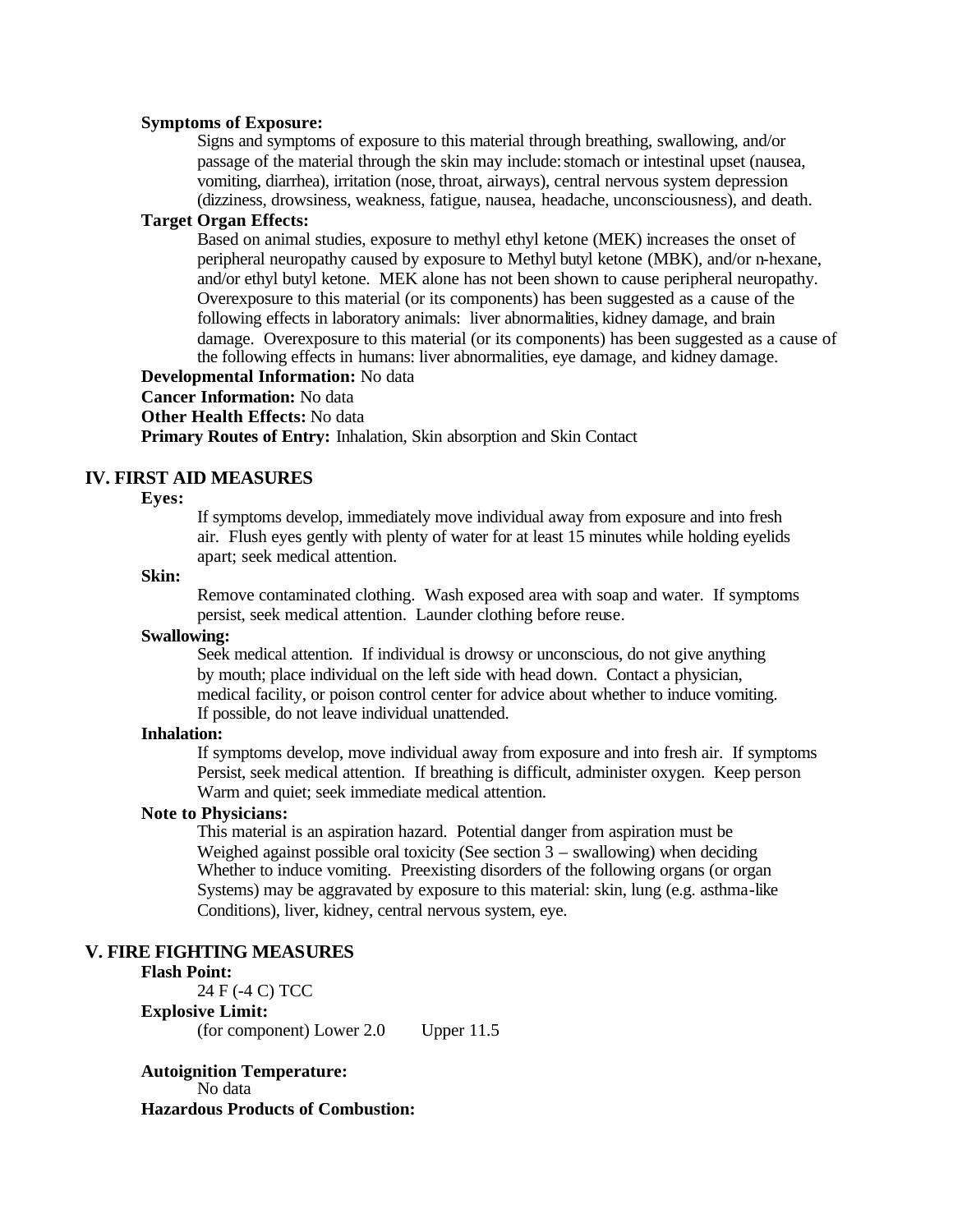**Symptoms of Exposure:**

Signs and symptoms of exposure to this material through breathing, swallowing, and/or passage of the material through the skin may include: stomach or intestinal upset (nausea, vomiting, diarrhea), irritation (nose, throat, airways), central nervous system depression (dizziness, drowsiness, weakness, fatigue, nausea, headache, unconsciousness), and death.

**Target Organ Effects:**

Based on animal studies, exposure to methyl ethyl ketone (MEK) increases the onset of peripheral neuropathy caused by exposure to Methyl butyl ketone (MBK), and/or n-hexane, and/or ethyl butyl ketone. MEK alone has not been shown to cause peripheral neuropathy. Overexposure to this material (or its components) has been suggested as a cause of the following effects in laboratory animals: liver abnormalities, kidney damage, and brain damage. Overexposure to this material (or its components) has been suggested as a cause of the following effects in humans: liver abnormalities, eye damage, and kidney damage.

**Developmental Information:** No data

**Cancer Information:** No data

**Other Health Effects:** No data

**Primary Routes of Entry:** Inhalation, Skin absorption and Skin Contact

## IV. FIRST AID MEASURES

**Eyes:**

If symptoms develop, immediately move individual away from exposure and into fresh air. Flush eyes gently with plenty of water for at least 15 minutes while holding eyelids apart; seek medical attention.

**Skin:**

Remove contaminated clothing. Wash exposed area with soap and water. If symptoms persist, seek medical attention. Launder clothing before reuse.

**Swallowing:**

Seek medical attention. If individual is drowsy or unconscious, do not give anything by mouth; place individual on the left side with head down. Contact a physician, medical facility, or poison control center for advice about whether to induce vomiting. If possible, do not leave individual unattended.

**Inhalation:**

If symptoms develop, move individual away from exposure and into fresh air. If symptoms Persist, seek medical attention. If breathing is difficult, administer oxygen. Keep person Warm and quiet; seek immediate medical attention.

**Note to Physicians:**

This material is an aspiration hazard. Potential danger from aspiration must be Weighed against possible oral toxicity (See section 3 – swallowing) when deciding Whether to induce vomiting. Preexisting disorders of the following organs (or organ Systems) may be aggravated by exposure to this material: skin, lung (e.g. asthma-like Conditions), liver, kidney, central nervous system, eye.

## V. FIRE FIGHTING MEASURES

**Flash Point:**

24 F (-4 C) TCC

**Explosive Limit:**

(for component) Lower 2.0     Upper 11.5

**Autoignition Temperature:**

No data

**Hazardous Products of Combustion:**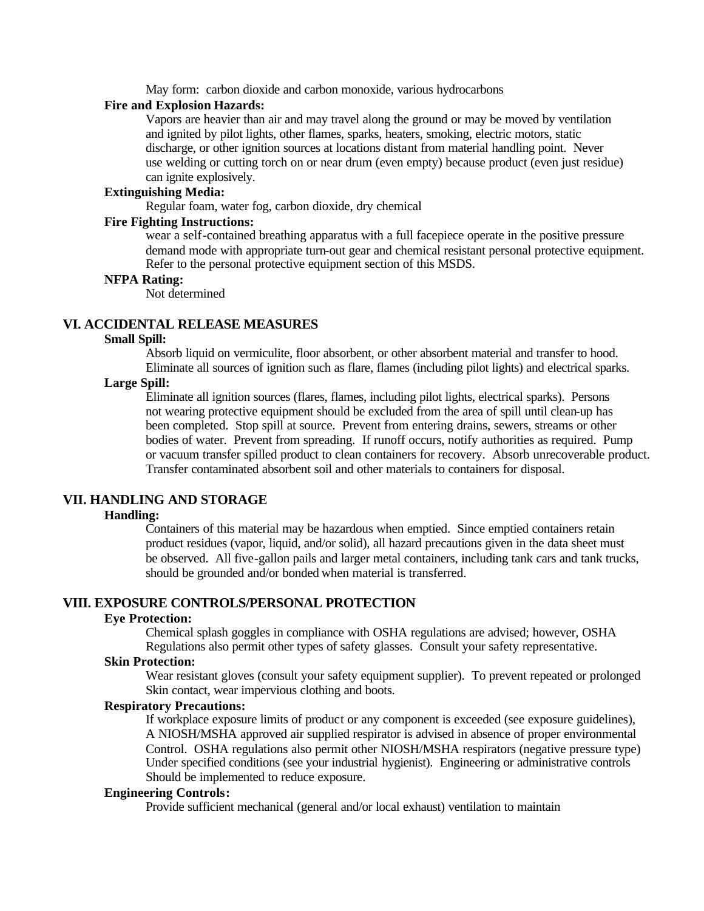May form: carbon dioxide and carbon monoxide, various hydrocarbons

**Fire and Explosion Hazards:**

Vapors are heavier than air and may travel along the ground or may be moved by ventilation and ignited by pilot lights, other flames, sparks, heaters, smoking, electric motors, static discharge, or other ignition sources at locations distant from material handling point. Never use welding or cutting torch on or near drum (even empty) because product (even just residue) can ignite explosively.

**Extinguishing Media:**

Regular foam, water fog, carbon dioxide, dry chemical

**Fire Fighting Instructions:**

wear a self-contained breathing apparatus with a full facepiece operate in the positive pressure demand mode with appropriate turn-out gear and chemical resistant personal protective equipment. Refer to the personal protective equipment section of this MSDS.

**NFPA Rating:**

Not determined

## VI. ACCIDENTAL RELEASE MEASURES

**Small Spill:**

Absorb liquid on vermiculite, floor absorbent, or other absorbent material and transfer to hood. Eliminate all sources of ignition such as flare, flames (including pilot lights) and electrical sparks.

**Large Spill:**

Eliminate all ignition sources (flares, flames, including pilot lights, electrical sparks). Persons not wearing protective equipment should be excluded from the area of spill until clean-up has been completed. Stop spill at source. Prevent from entering drains, sewers, streams or other bodies of water. Prevent from spreading. If runoff occurs, notify authorities as required. Pump or vacuum transfer spilled product to clean containers for recovery. Absorb unrecoverable product. Transfer contaminated absorbent soil and other materials to containers for disposal.

## VII. HANDLING AND STORAGE

**Handling:**

Containers of this material may be hazardous when emptied. Since emptied containers retain product residues (vapor, liquid, and/or solid), all hazard precautions given in the data sheet must be observed. All five-gallon pails and larger metal containers, including tank cars and tank trucks, should be grounded and/or bonded when material is transferred.

## VIII. EXPOSURE CONTROLS/PERSONAL PROTECTION

**Eye Protection:**

Chemical splash goggles in compliance with OSHA regulations are advised; however, OSHA Regulations also permit other types of safety glasses. Consult your safety representative.

**Skin Protection:**

Wear resistant gloves (consult your safety equipment supplier). To prevent repeated or prolonged Skin contact, wear impervious clothing and boots.

**Respiratory Precautions:**

If workplace exposure limits of product or any component is exceeded (see exposure guidelines), A NIOSH/MSHA approved air supplied respirator is advised in absence of proper environmental Control. OSHA regulations also permit other NIOSH/MSHA respirators (negative pressure type) Under specified conditions (see your industrial hygienist). Engineering or administrative controls Should be implemented to reduce exposure.

**Engineering Controls:**

Provide sufficient mechanical (general and/or local exhaust) ventilation to maintain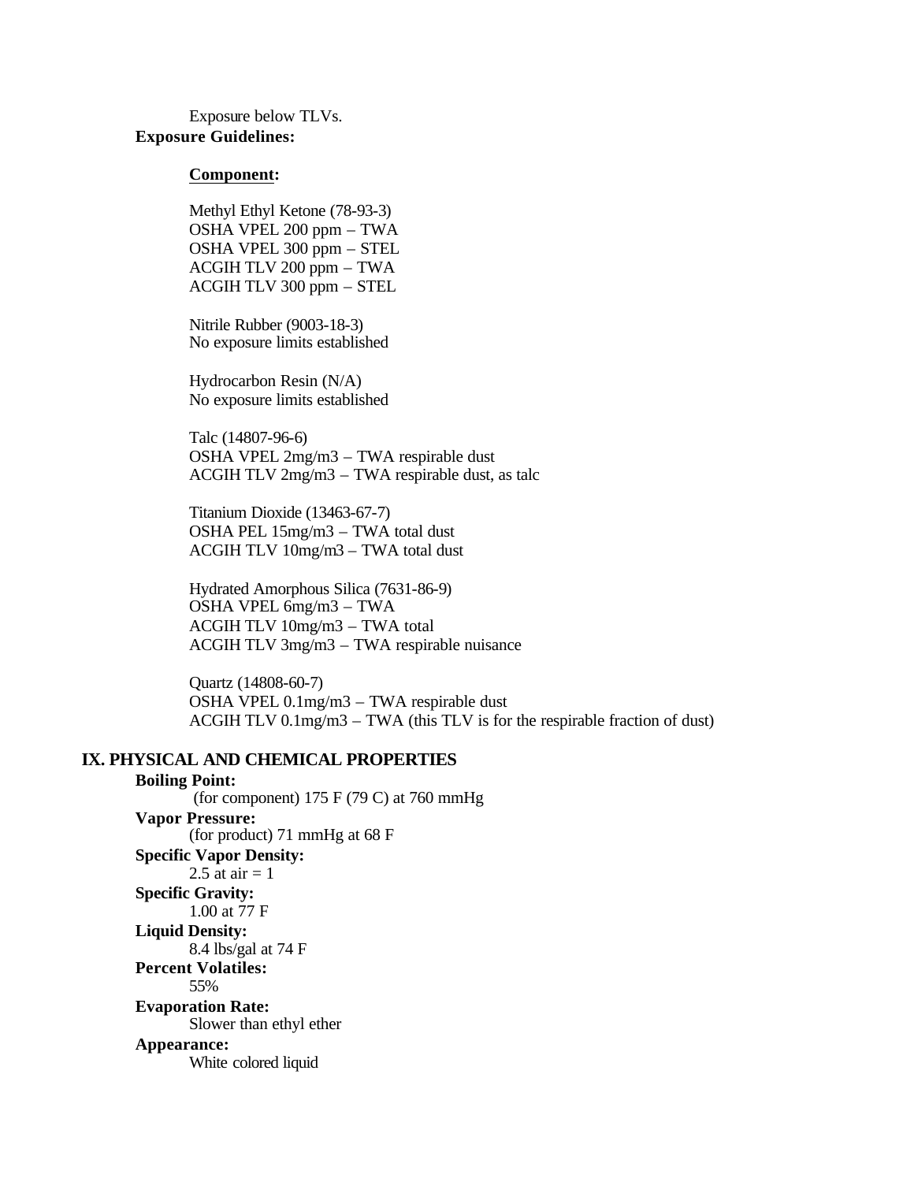Exposure below TLVs.

**Exposure Guidelines:**

**Component:**

Methyl Ethyl Ketone (78-93-3)
OSHA VPEL 200 ppm – TWA
OSHA VPEL 300 ppm – STEL
ACGIH TLV 200 ppm – TWA
ACGIH TLV 300 ppm – STEL

Nitrile Rubber (9003-18-3)
No exposure limits established

Hydrocarbon Resin (N/A)
No exposure limits established

Talc (14807-96-6)
OSHA VPEL 2mg/m3 – TWA respirable dust
ACGIH TLV 2mg/m3 – TWA respirable dust, as talc

Titanium Dioxide (13463-67-7)
OSHA PEL 15mg/m3 – TWA total dust
ACGIH TLV 10mg/m3 – TWA total dust

Hydrated Amorphous Silica (7631-86-9)
OSHA VPEL 6mg/m3 – TWA
ACGIH TLV 10mg/m3 – TWA total
ACGIH TLV 3mg/m3 – TWA respirable nuisance

Quartz (14808-60-7)
OSHA VPEL 0.1mg/m3 – TWA respirable dust
ACGIH TLV 0.1mg/m3 – TWA (this TLV is for the respirable fraction of dust)

## IX. PHYSICAL AND CHEMICAL PROPERTIES

**Boiling Point:**
(for component) 175 F (79 C) at 760 mmHg

**Vapor Pressure:**
(for product) 71 mmHg at 68 F

**Specific Vapor Density:**
2.5 at air = 1

**Specific Gravity:**
1.00 at 77 F

**Liquid Density:**
8.4 lbs/gal at 74 F

**Percent Volatiles:**
55%

**Evaporation Rate:**
Slower than ethyl ether

**Appearance:**
White colored liquid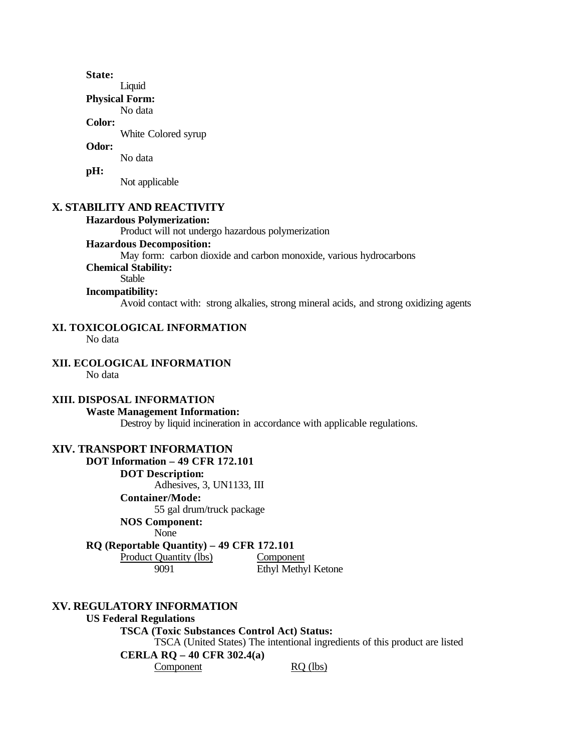**State:**

Liquid

**Physical Form:**

No data

**Color:**

White Colored syrup

**Odor:**

No data

**pH:**

Not applicable

## X. STABILITY AND REACTIVITY

**Hazardous Polymerization:**

Product will not undergo hazardous polymerization

**Hazardous Decomposition:**

May form: carbon dioxide and carbon monoxide, various hydrocarbons

**Chemical Stability:**

Stable

**Incompatibility:**

Avoid contact with: strong alkalies, strong mineral acids, and strong oxidizing agents

## XI. TOXICOLOGICAL INFORMATION

No data

## XII. ECOLOGICAL INFORMATION

No data

## XIII. DISPOSAL INFORMATION

**Waste Management Information:**

Destroy by liquid incineration in accordance with applicable regulations.

## XIV. TRANSPORT INFORMATION

**DOT Information – 49 CFR 172.101**

**DOT Description:**

Adhesives, 3, UN1133, III

**Container/Mode:**

55 gal drum/truck package

**NOS Component:**

None

**RQ (Reportable Quantity) – 49 CFR 172.101**

| Product Quantity (lbs) | Component |
| --- | --- |
| 9091 | Ethyl Methyl Ketone |

## XV. REGULATORY INFORMATION

**US Federal Regulations**

**TSCA (Toxic Substances Control Act) Status:**

TSCA (United States) The intentional ingredients of this product are listed

**CERLA RQ – 40 CFR 302.4(a)**

| Component | RQ (lbs) |
| --- | --- |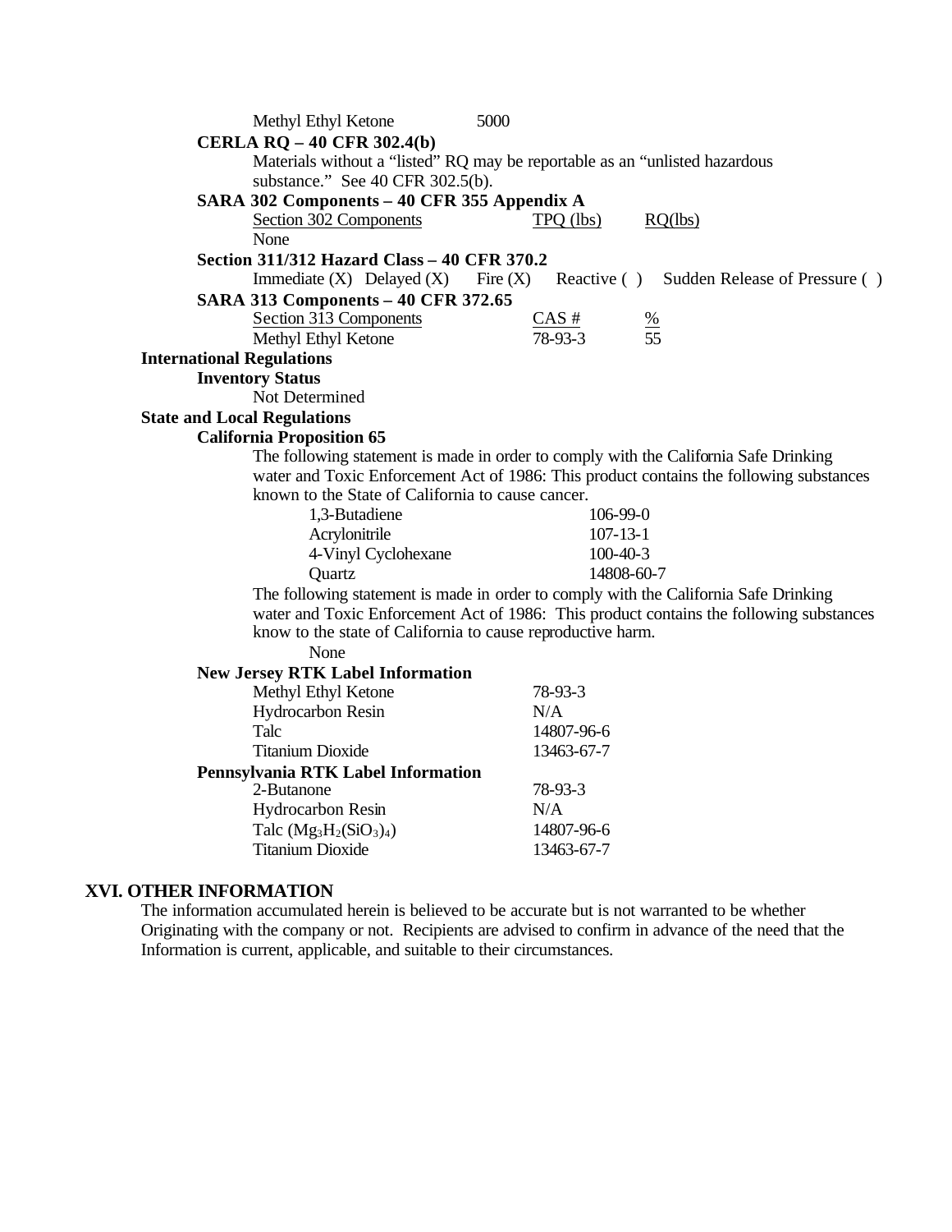| | |
|---|---|
| Methyl Ethyl Ketone | 5000 |

**CERLA RQ – 40 CFR 302.4(b)**

Materials without a "listed" RQ may be reportable as an "unlisted hazardous substance." See 40 CFR 302.5(b).

**SARA 302 Components – 40 CFR 355 Appendix A**

| Section 302 Components | TPQ (lbs) | RQ(lbs) |
|---|---|---|
| None | | |

**Section 311/312 Hazard Class – 40 CFR 370.2**

Immediate (X) Delayed (X) Fire (X) Reactive ( ) Sudden Release of Pressure ( )

**SARA 313 Components – 40 CFR 372.65**

| Section 313 Components | CAS # | % |
|---|---|---|
| Methyl Ethyl Ketone | 78-93-3 | 55 |

**International Regulations**

**Inventory Status**

Not Determined

**State and Local Regulations**

**California Proposition 65**

The following statement is made in order to comply with the California Safe Drinking water and Toxic Enforcement Act of 1986: This product contains the following substances known to the State of California to cause cancer.

| | |
|---|---|
| 1,3-Butadiene | 106-99-0 |
| Acrylonitrile | 107-13-1 |
| 4-Vinyl Cyclohexane | 100-40-3 |
| Quartz | 14808-60-7 |

The following statement is made in order to comply with the California Safe Drinking water and Toxic Enforcement Act of 1986: This product contains the following substances know to the state of California to cause reproductive harm.

None

**New Jersey RTK Label Information**

| | |
|---|---|
| Methyl Ethyl Ketone | 78-93-3 |
| Hydrocarbon Resin | N/A |
| Talc | 14807-96-6 |
| Titanium Dioxide | 13463-67-7 |

**Pennsylvania RTK Label Information**

| | |
|---|---|
| 2-Butanone | 78-93-3 |
| Hydrocarbon Resin | N/A |
| Talc ($Mg_3H_2(SiO_3)_4$) | 14807-96-6 |
| Titanium Dioxide | 13463-67-7 |

## XVI. OTHER INFORMATION

The information accumulated herein is believed to be accurate but is not warranted to be whether Originating with the company or not. Recipients are advised to confirm in advance of the need that the Information is current, applicable, and suitable to their circumstances.